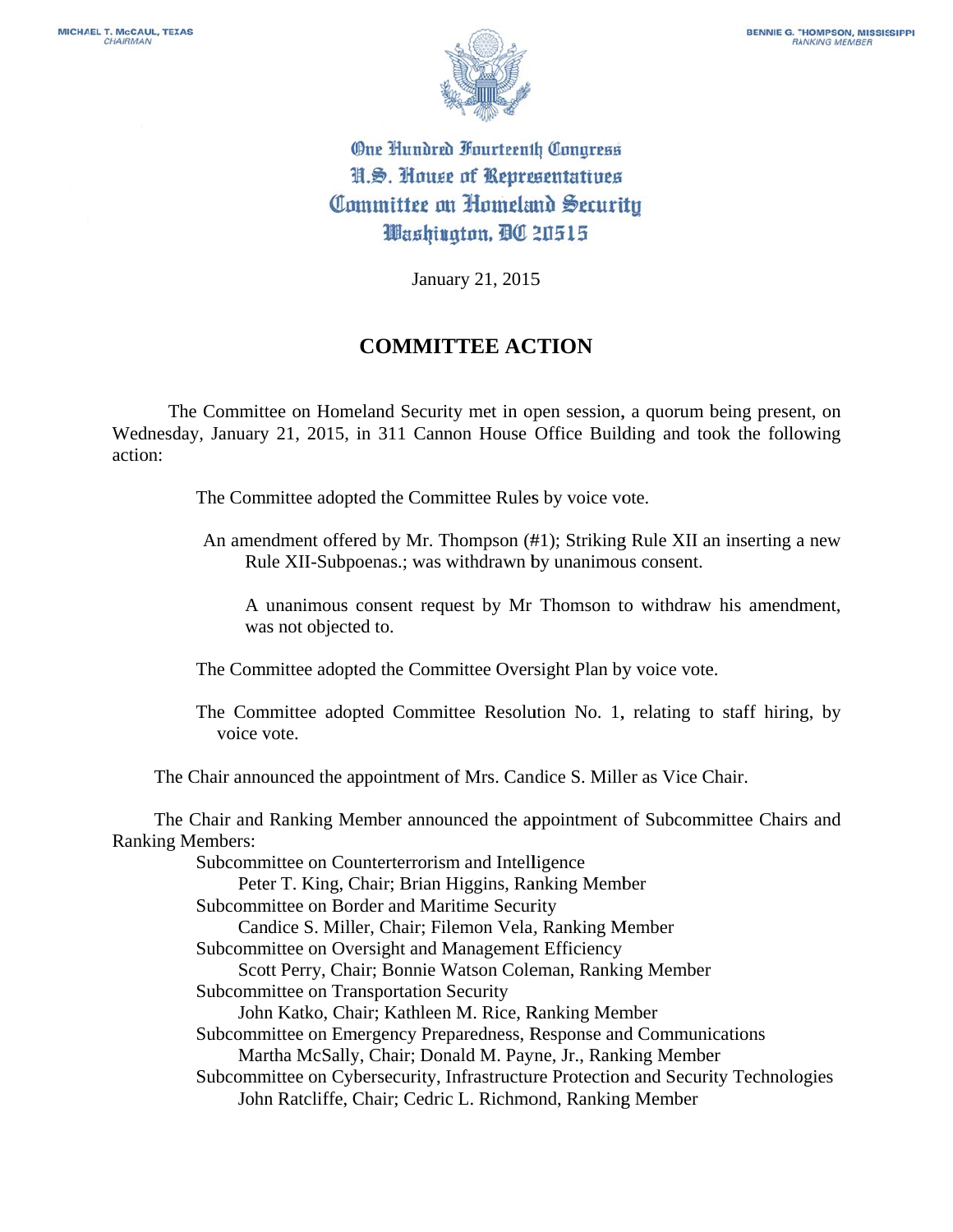MICHAEL T. McCAUL, TEXAS
*CHAIRMAN*

BENNIE G. THOMPSON, MISSISSIPPI
*RANKING MEMBER*

One Hundred Fourteenth Congress
U.S. House of Representatives
Committee on Homeland Security
Washington, DC 20515

January 21, 2015

## COMMITTEE ACTION

The Committee on Homeland Security met in open session, a quorum being present, on Wednesday, January 21, 2015, in 311 Cannon House Office Building and took the following action:

The Committee adopted the Committee Rules by voice vote.

An amendment offered by Mr. Thompson (#1); Striking Rule XII an inserting a new Rule XII-Subpoenas.; was withdrawn by unanimous consent.

A unanimous consent request by Mr Thomson to withdraw his amendment, was not objected to.

The Committee adopted the Committee Oversight Plan by voice vote.

The Committee adopted Committee Resolution No. 1, relating to staff hiring, by voice vote.

The Chair announced the appointment of Mrs. Candice S. Miller as Vice Chair.

The Chair and Ranking Member announced the appointment of Subcommittee Chairs and Ranking Members:

Subcommittee on Counterterrorism and Intelligence
Peter T. King, Chair; Brian Higgins, Ranking Member

Subcommittee on Border and Maritime Security
Candice S. Miller, Chair; Filemon Vela, Ranking Member

Subcommittee on Oversight and Management Efficiency
Scott Perry, Chair; Bonnie Watson Coleman, Ranking Member

Subcommittee on Transportation Security
John Katko, Chair; Kathleen M. Rice, Ranking Member

Subcommittee on Emergency Preparedness, Response and Communications
Martha McSally, Chair; Donald M. Payne, Jr., Ranking Member

Subcommittee on Cybersecurity, Infrastructure Protection and Security Technologies
John Ratcliffe, Chair; Cedric L. Richmond, Ranking Member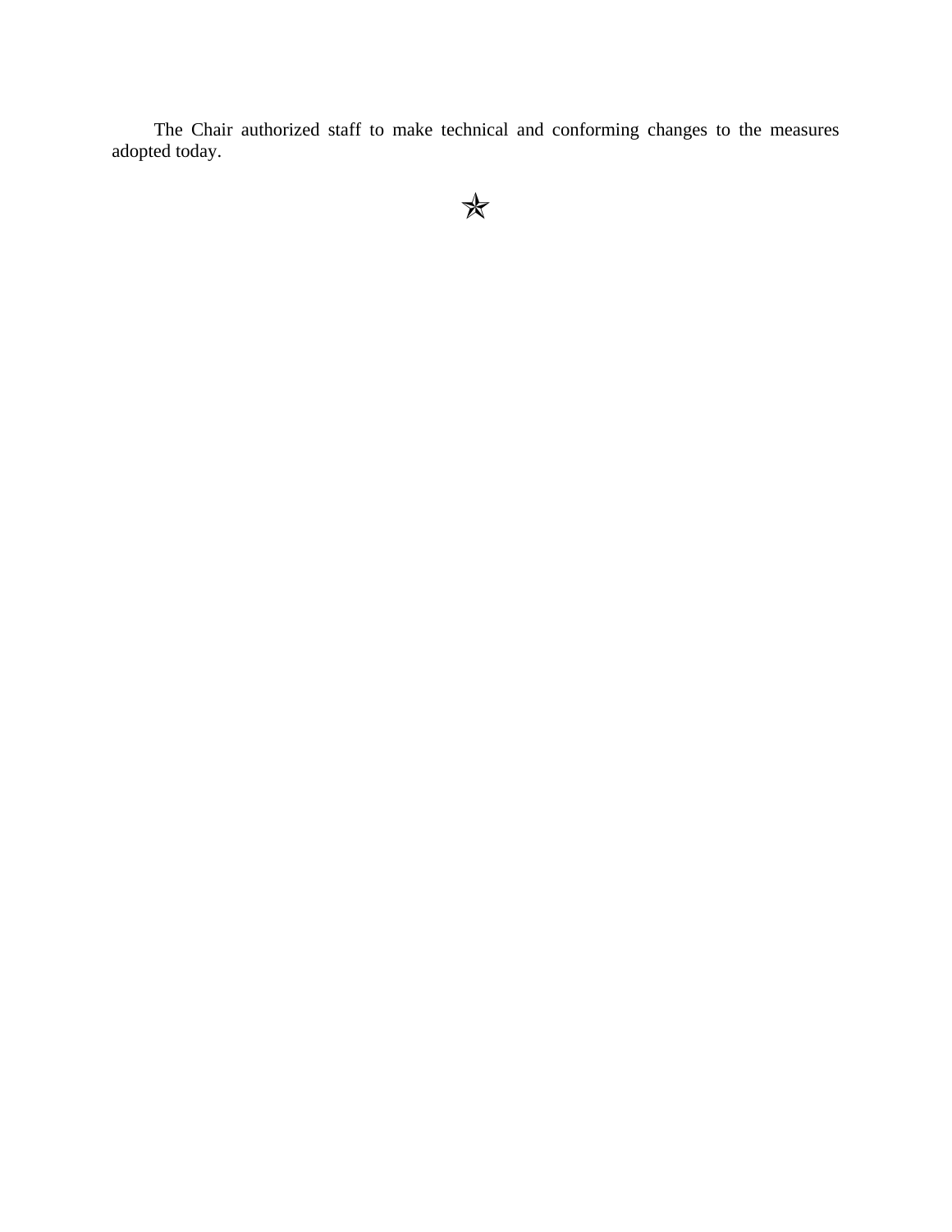The Chair authorized staff to make technical and conforming changes to the measures adopted today.

✯